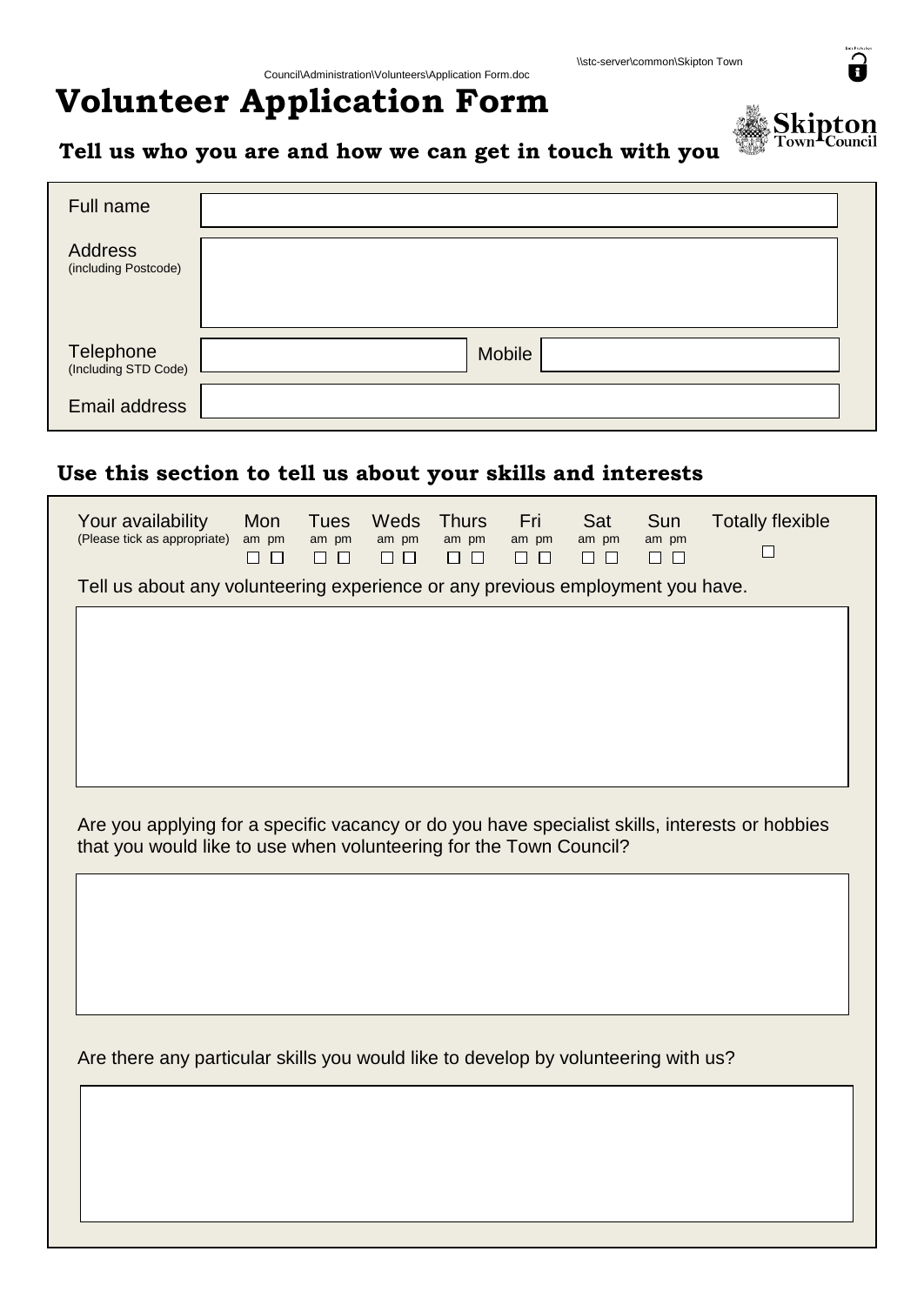\\stc-server\common\Skipton Town Council\Administration\Volunteers\Application Form.doc

# Volunteer Application Form

Skipton Town Council

## Tell us who you are and how we can get in touch with you

| | |
|---|---|
| Full name | |
| Address (including Postcode) | |
| Telephone (Including STD Code) | Mobile |
| Email address | |

## Use this section to tell us about your skills and interests

| Your availability (Please tick as appropriate) | Mon | Tues | Weds | Thurs | Fri | Sat | Sun | Totally flexible |
|---|---|---|---|---|---|---|---|---|
| | am pm ☐ ☐ | am pm ☐ ☐ | am pm ☐ ☐ | am pm ☐ ☐ | am pm ☐ ☐ | am pm ☐ ☐ | am pm ☐ ☐ | ☐ |

Tell us about any volunteering experience or any previous employment you have.

Are you applying for a specific vacancy or do you have specialist skills, interests or hobbies that you would like to use when volunteering for the Town Council?

Are there any particular skills you would like to develop by volunteering with us?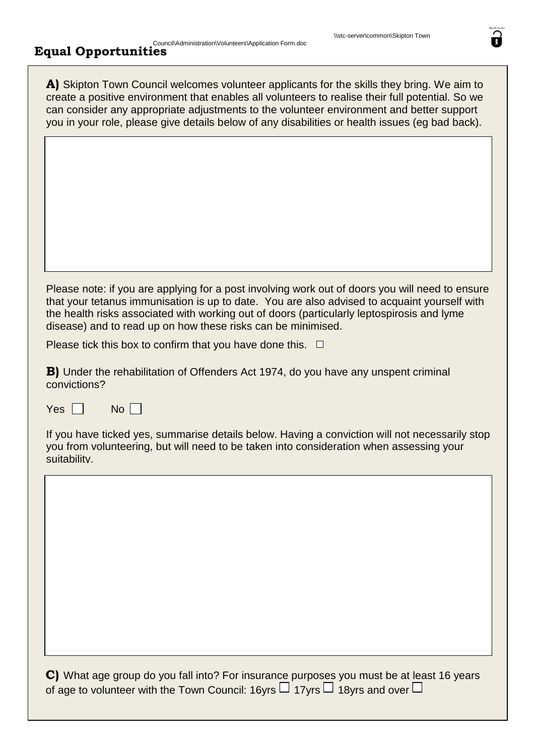## Equal Opportunities

**A)** Skipton Town Council welcomes volunteer applicants for the skills they bring. We aim to create a positive environment that enables all volunteers to realise their full potential. So we can consider any appropriate adjustments to the volunteer environment and better support you in your role, please give details below of any disabilities or health issues (eg bad back).

Please note: if you are applying for a post involving work out of doors you will need to ensure that your tetanus immunisation is up to date. You are also advised to acquaint yourself with the health risks associated with working out of doors (particularly leptospirosis and lyme disease) and to read up on how these risks can be minimised.

Please tick this box to confirm that you have done this. ☐

**B)** Under the rehabilitation of Offenders Act 1974, do you have any unspent criminal convictions?

Yes ☐ No ☐

If you have ticked yes, summarise details below. Having a conviction will not necessarily stop you from volunteering, but will need to be taken into consideration when assessing your suitability.

**C)** What age group do you fall into? For insurance purposes you must be at least 16 years of age to volunteer with the Town Council: 16yrs ☐ 17yrs ☐ 18yrs and over ☐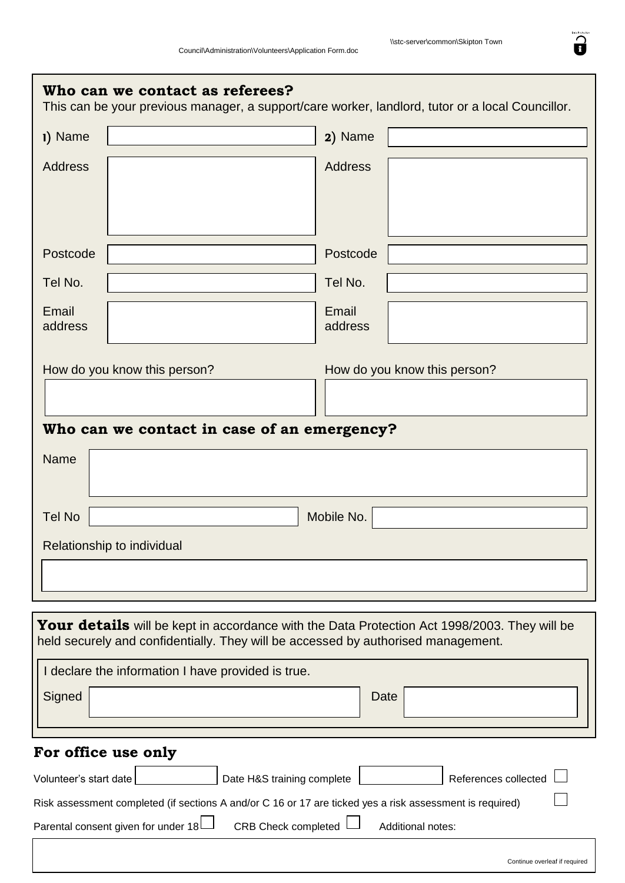## Who can we contact as referees?

This can be your previous manager, a support/care worker, landlord, tutor or a local Councillor.

| | | | |
|---|---|---|---|
| 1) Name | | 2) Name | |
| Address | | Address | |
| Postcode | | Postcode | |
| Tel No. | | Tel No. | |
| Email address | | Email address | |

How do you know this person?

How do you know this person?

## Who can we contact in case of an emergency?

Name

Tel No

Mobile No.

Relationship to individual

**Your details** will be kept in accordance with the Data Protection Act 1998/2003. They will be held securely and confidentially. They will be accessed by authorised management.

I declare the information I have provided is true.

Signed

Date

## For office use only

Volunteer's start date

Date H&S training complete

References collected ☐

Risk assessment completed (if sections A and/or C 16 or 17 are ticked yes a risk assessment is required) ☐

Parental consent given for under 18 ☐

CRB Check completed ☐

Additional notes:

Continue overleaf if required